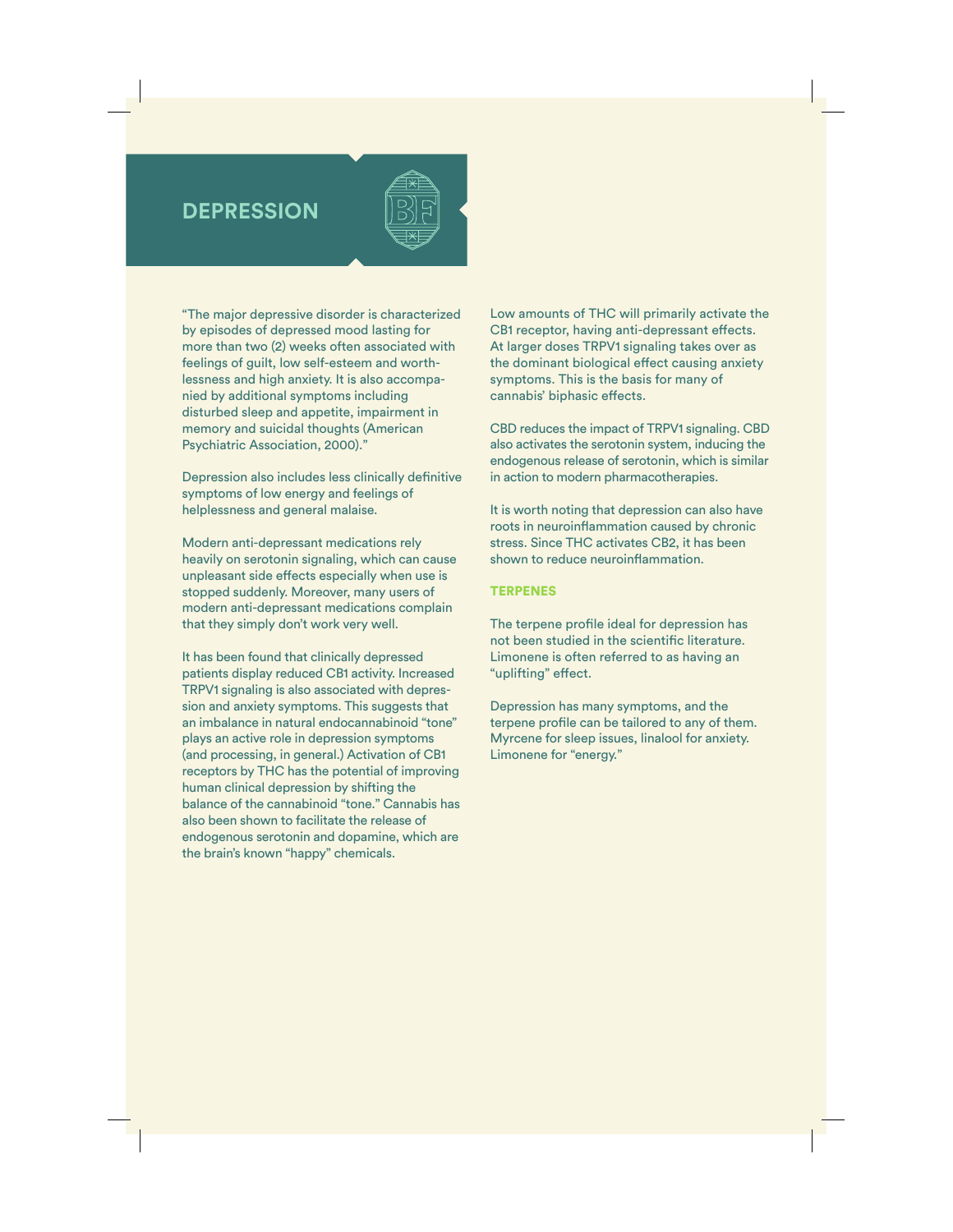# DEPRESSION

"The major depressive disorder is characterized by episodes of depressed mood lasting for more than two (2) weeks often associated with feelings of guilt, low self-esteem and worthlessness and high anxiety. It is also accompanied by additional symptoms including disturbed sleep and appetite, impairment in memory and suicidal thoughts (American Psychiatric Association, 2000)."

Depression also includes less clinically definitive symptoms of low energy and feelings of helplessness and general malaise.

Modern anti-depressant medications rely heavily on serotonin signaling, which can cause unpleasant side effects especially when use is stopped suddenly. Moreover, many users of modern anti-depressant medications complain that they simply don't work very well.

It has been found that clinically depressed patients display reduced CB1 activity. Increased TRPV1 signaling is also associated with depression and anxiety symptoms. This suggests that an imbalance in natural endocannabinoid "tone" plays an active role in depression symptoms (and processing, in general.) Activation of CB1 receptors by THC has the potential of improving human clinical depression by shifting the balance of the cannabinoid "tone." Cannabis has also been shown to facilitate the release of endogenous serotonin and dopamine, which are the brain's known "happy" chemicals.

Low amounts of THC will primarily activate the CB1 receptor, having anti-depressant effects. At larger doses TRPV1 signaling takes over as the dominant biological effect causing anxiety symptoms. This is the basis for many of cannabis' biphasic effects.

CBD reduces the impact of TRPV1 signaling. CBD also activates the serotonin system, inducing the endogenous release of serotonin, which is similar in action to modern pharmacotherapies.

It is worth noting that depression can also have roots in neuroinflammation caused by chronic stress. Since THC activates CB2, it has been shown to reduce neuroinflammation.

## TERPENES

The terpene profile ideal for depression has not been studied in the scientific literature. Limonene is often referred to as having an "uplifting" effect.

Depression has many symptoms, and the terpene profile can be tailored to any of them. Myrcene for sleep issues, linalool for anxiety. Limonene for "energy."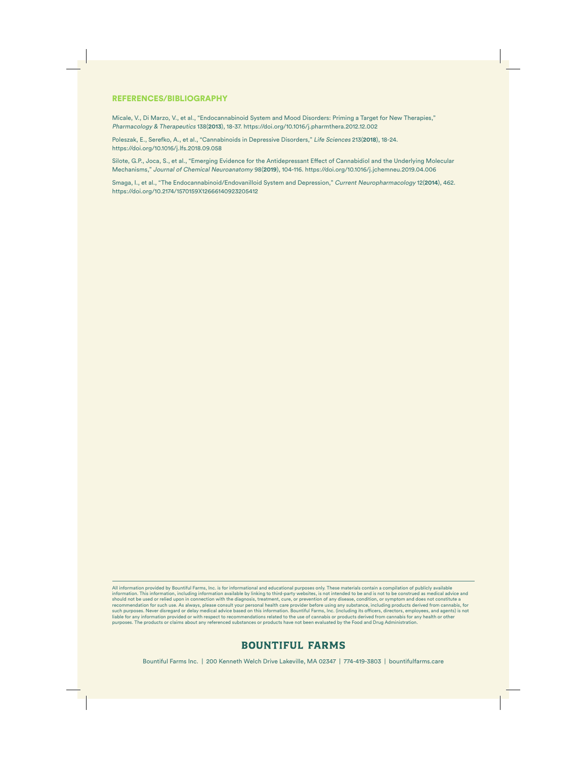## REFERENCES/BIBLIOGRAPHY

Micale, V., Di Marzo, V., et al., "Endocannabinoid System and Mood Disorders: Priming a Target for New Therapies," *Pharmacology & Therapeutics* 138(**2013**), 18-37. https://doi.org/10.1016/j.pharmthera.2012.12.002

Poleszak, E., Serefko, A., et al., "Cannabinoids in Depressive Disorders," *Life Sciences* 213(**2018**), 18-24. https://doi.org/10.1016/j.lfs.2018.09.058

Silote, G.P., Joca, S., et al., "Emerging Evidence for the Antidepressant Effect of Cannabidiol and the Underlying Molecular Mechanisms," *Journal of Chemical Neuroanatomy* 98(**2019**), 104-116. https://doi.org/10.1016/j.jchemneu.2019.04.006

Smaga, I., et al., "The Endocannabinoid/Endovanilloid System and Depression," *Current Neuropharmacology* 12(**2014**), 462. https://doi.org/10.2174/1570159X12666140923205412

---

All information provided by Bountiful Farms, Inc. is for informational and educational purposes only. These materials contain a compilation of publicly available information. This information, including information available by linking to third-party websites, is not intended to be and is not to be construed as medical advice and should not be used or relied upon in connection with the diagnosis, treatment, cure, or prevention of any disease, condition, or symptom and does not constitute a recommendation for such use. As always, please consult your personal health care provider before using any substance, including products derived from cannabis, for such purposes. Never disregard or delay medical advice based on this information. Bountiful Farms, Inc. (including its officers, directors, employees, and agents) is not liable for any information provided or with respect to recommendations related to the use of cannabis or products derived from cannabis for any health or other purposes. The products or claims about any referenced substances or products have not been evaluated by the Food and Drug Administration.

**BOUNTIFUL FARMS**

Bountiful Farms Inc. | 200 Kenneth Welch Drive Lakeville, MA 02347 | 774-419-3803 | bountifulfarms.care